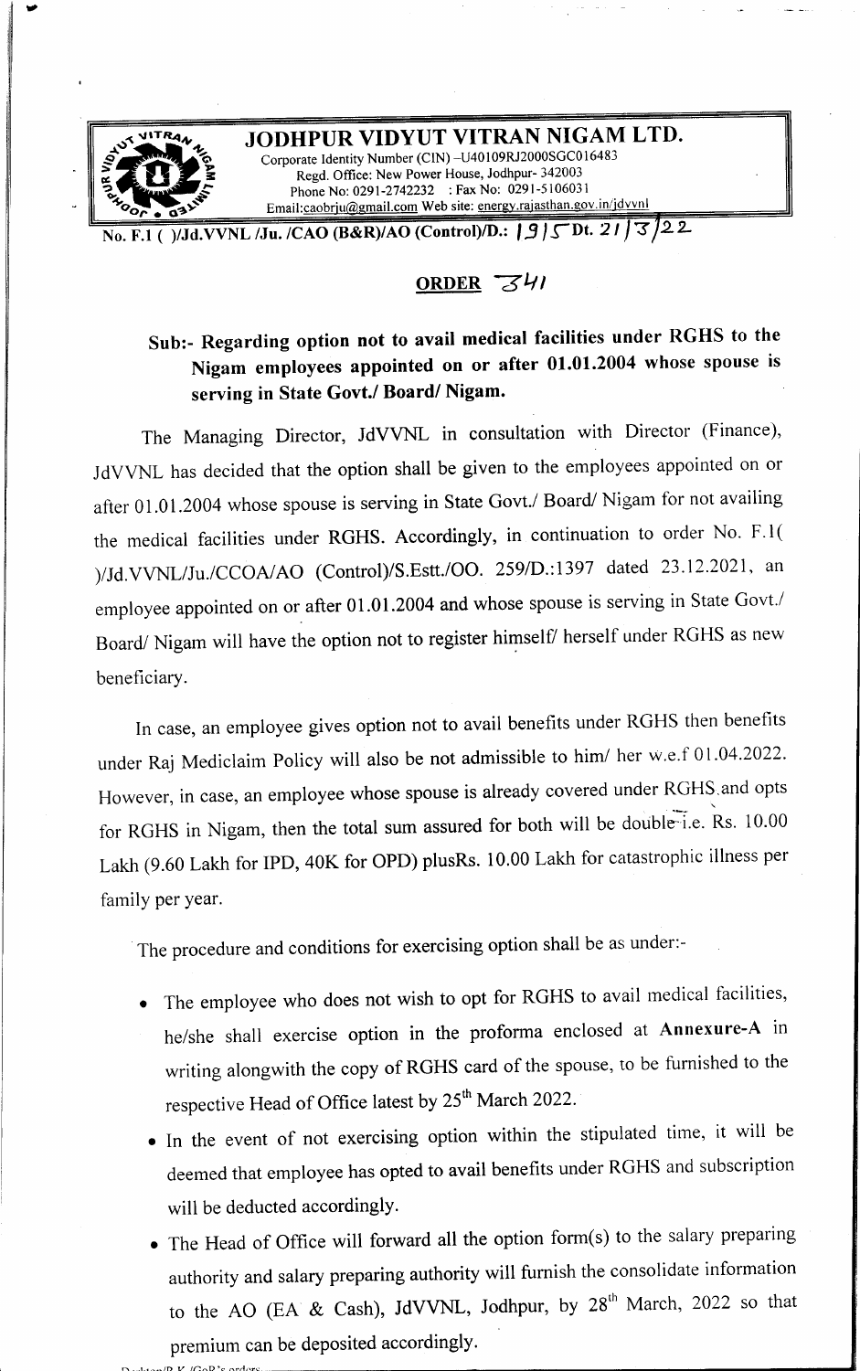# JODHPUR VIDYUT VITRAN NIGAM LTD.

Corporate Identity Number (CIN) -U40109RJ2000SGC016483
Regd. Office: New Power House, Jodhpur- 342003
Phone No: 0291-2742232 : Fax No: 0291-5106031
Email:caobrju@gmail.com Web site: energy.rajasthan.gov.in/jdvvnl

No. F.1 ( )/Jd.VVNL /Ju. /CAO (B&R)/AO (Control)/D.: 1915 Dt. 21/3/22

## ORDER 341

**Sub:- Regarding option not to avail medical facilities under RGHS to the Nigam employees appointed on or after 01.01.2004 whose spouse is serving in State Govt./ Board/ Nigam.**

The Managing Director, JdVVNL in consultation with Director (Finance), JdVVNL has decided that the option shall be given to the employees appointed on or after 01.01.2004 whose spouse is serving in State Govt./ Board/ Nigam for not availing the medical facilities under RGHS. Accordingly, in continuation to order No. F.1( )/Jd.VVNL/Ju./CCOA/AO (Control)/S.Estt./OO. 259/D.:1397 dated 23.12.2021, an employee appointed on or after 01.01.2004 and whose spouse is serving in State Govt./ Board/ Nigam will have the option not to register himself/ herself under RGHS as new beneficiary.

In case, an employee gives option not to avail benefits under RGHS then benefits under Raj Mediclaim Policy will also be not admissible to him/ her w.e.f 01.04.2022. However, in case, an employee whose spouse is already covered under RGHS and opts for RGHS in Nigam, then the total sum assured for both will be double i.e. Rs. 10.00 Lakh (9.60 Lakh for IPD, 40K for OPD) plusRs. 10.00 Lakh for catastrophic illness per family per year.

The procedure and conditions for exercising option shall be as under:-

- The employee who does not wish to opt for RGHS to avail medical facilities, he/she shall exercise option in the proforma enclosed at **Annexure-A** in writing alongwith the copy of RGHS card of the spouse, to be furnished to the respective Head of Office latest by 25th March 2022.
- In the event of not exercising option within the stipulated time, it will be deemed that employee has opted to avail benefits under RGHS and subscription will be deducted accordingly.
- The Head of Office will forward all the option form(s) to the salary preparing authority and salary preparing authority will furnish the consolidate information to the AO (EA & Cash), JdVVNL, Jodhpur, by 28th March, 2022 so that premium can be deposited accordingly.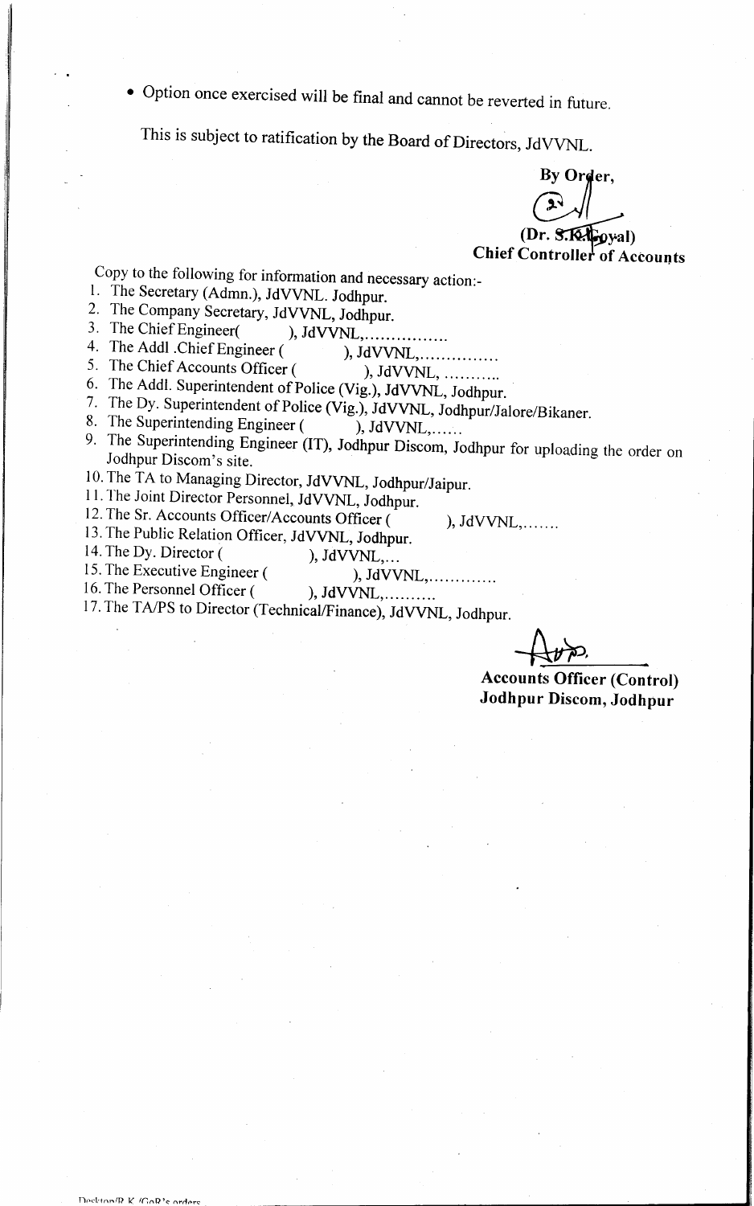- Option once exercised will be final and cannot be reverted in future.

This is subject to ratification by the Board of Directors, JdVVNL.

By Order,

(Dr. S.K.Goyal)
**Chief Controller of Accounts**

Copy to the following for information and necessary action:-

1. The Secretary (Admn.), JdVVNL. Jodhpur.
2. The Company Secretary, JdVVNL, Jodhpur.
3. The Chief Engineer(        ), JdVVNL,................
4. The Addl .Chief Engineer (        ), JdVVNL,...............
5. The Chief Accounts Officer (        ), JdVVNL, ...........
6. The Addl. Superintendent of Police (Vig.), JdVVNL, Jodhpur.
7. The Dy. Superintendent of Police (Vig.), JdVVNL, Jodhpur/Jalore/Bikaner.
8. The Superintending Engineer (        ), JdVVNL,......
9. The Superintending Engineer (IT), Jodhpur Discom, Jodhpur for uploading the order on Jodhpur Discom's site.
10. The TA to Managing Director, JdVVNL, Jodhpur/Jaipur.
11. The Joint Director Personnel, JdVVNL, Jodhpur.
12. The Sr. Accounts Officer/Accounts Officer (        ), JdVVNL,.......
13. The Public Relation Officer, JdVVNL, Jodhpur.
14. The Dy. Director (        ), JdVVNL,...
15. The Executive Engineer (        ), JdVVNL,.............
16. The Personnel Officer (        ), JdVVNL,..........
17. The TA/PS to Director (Technical/Finance), JdVVNL, Jodhpur.

**Accounts Officer (Control)**
**Jodhpur Discom, Jodhpur**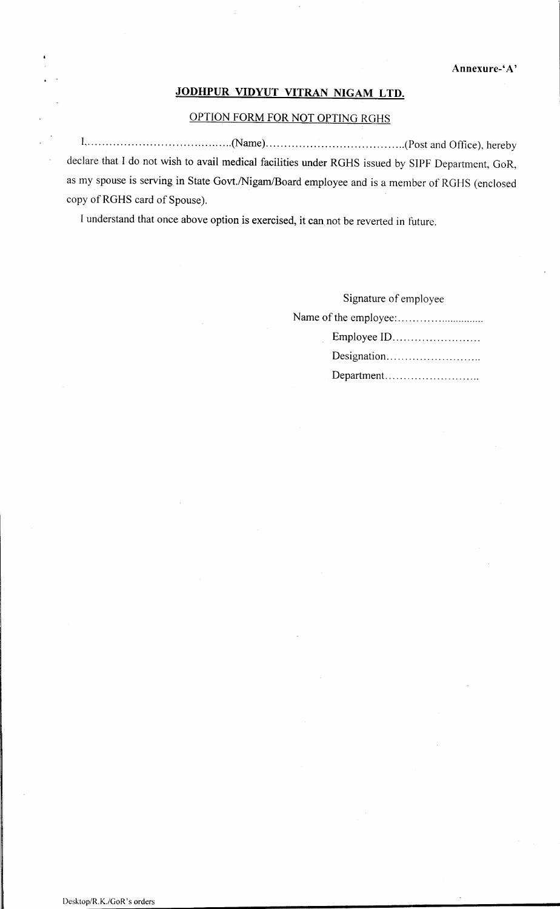**Annexure-'A'**

**JODHPUR VIDYUT VITRAN NIGAM LTD.**

OPTION FORM FOR NOT OPTING RGHS

I.........................................(Name).......................................(Post and Office), hereby declare that I do not wish to avail medical facilities under RGHS issued by SIPF Department, GoR, as my spouse is serving in State Govt./Nigam/Board employee and is a member of RGHS (enclosed copy of RGHS card of Spouse).

I understand that once above option is exercised, it can not be reverted in future.

Signature of employee

Name of the employee:...............................

Employee ID........................

Designation..........................

Department..........................

Desktop/R.K./GoR's orders